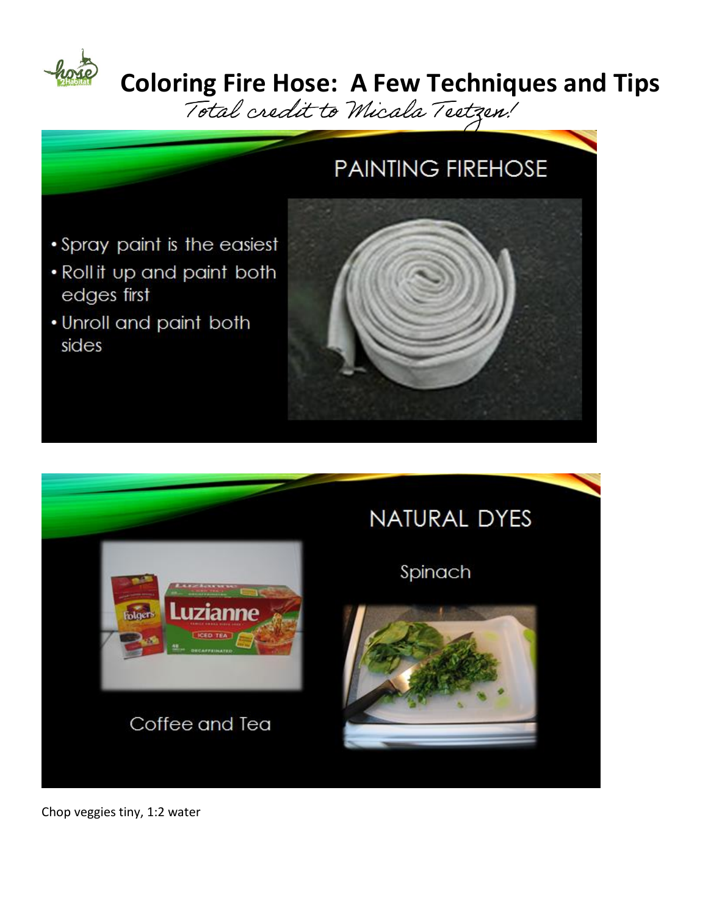# Coloring Fire Hose: A Few Techniques and Tips

*Total credit to Micala Teetzen!*

## PAINTING FIREHOSE

- Spray paint is the easiest
- Roll it up and paint both edges first
- Unroll and paint both sides

## NATURAL DYES

Coffee and Tea

Spinach

Chop veggies tiny, 1:2 water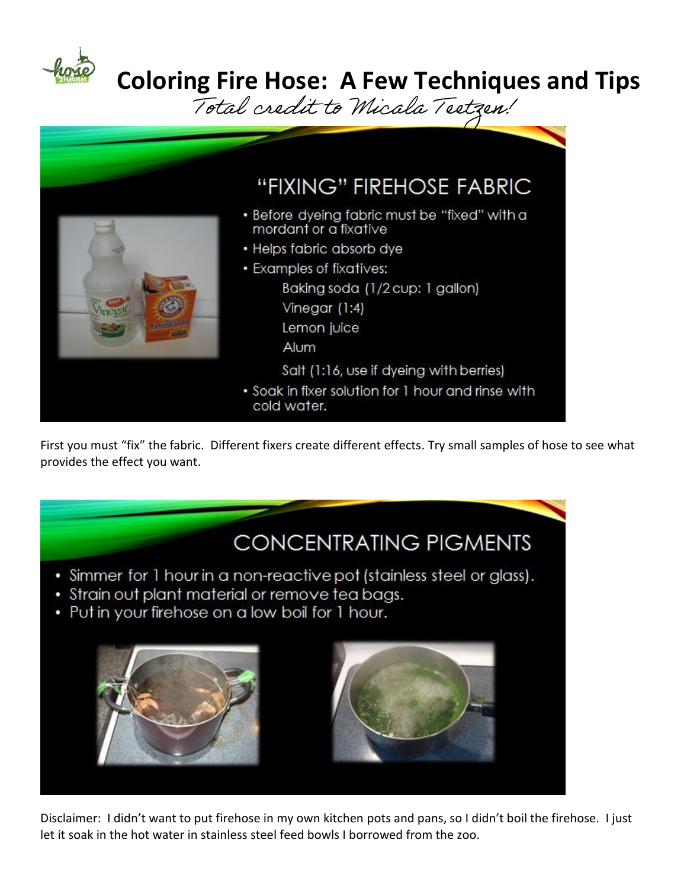# Coloring Fire Hose: A Few Techniques and Tips

*Total credit to Micala Teetzen!*

## "FIXING" FIREHOSE FABRIC

- Before dyeing fabric must be "fixed" with a mordant or a fixative
- Helps fabric absorb dye
- Examples of fixatives:
  - Baking soda (1/2 cup: 1 gallon)
  - Vinegar (1:4)
  - Lemon juice
  - Alum
  - Salt (1:16, use if dyeing with berries)
- Soak in fixer solution for 1 hour and rinse with cold water.

First you must "fix" the fabric. Different fixers create different effects. Try small samples of hose to see what provides the effect you want.

## CONCENTRATING PIGMENTS

- Simmer for 1 hour in a non-reactive pot (stainless steel or glass).
- Strain out plant material or remove tea bags.
- Put in your firehose on a low boil for 1 hour.

Disclaimer: I didn't want to put firehose in my own kitchen pots and pans, so I didn't boil the firehose. I just let it soak in the hot water in stainless steel feed bowls I borrowed from the zoo.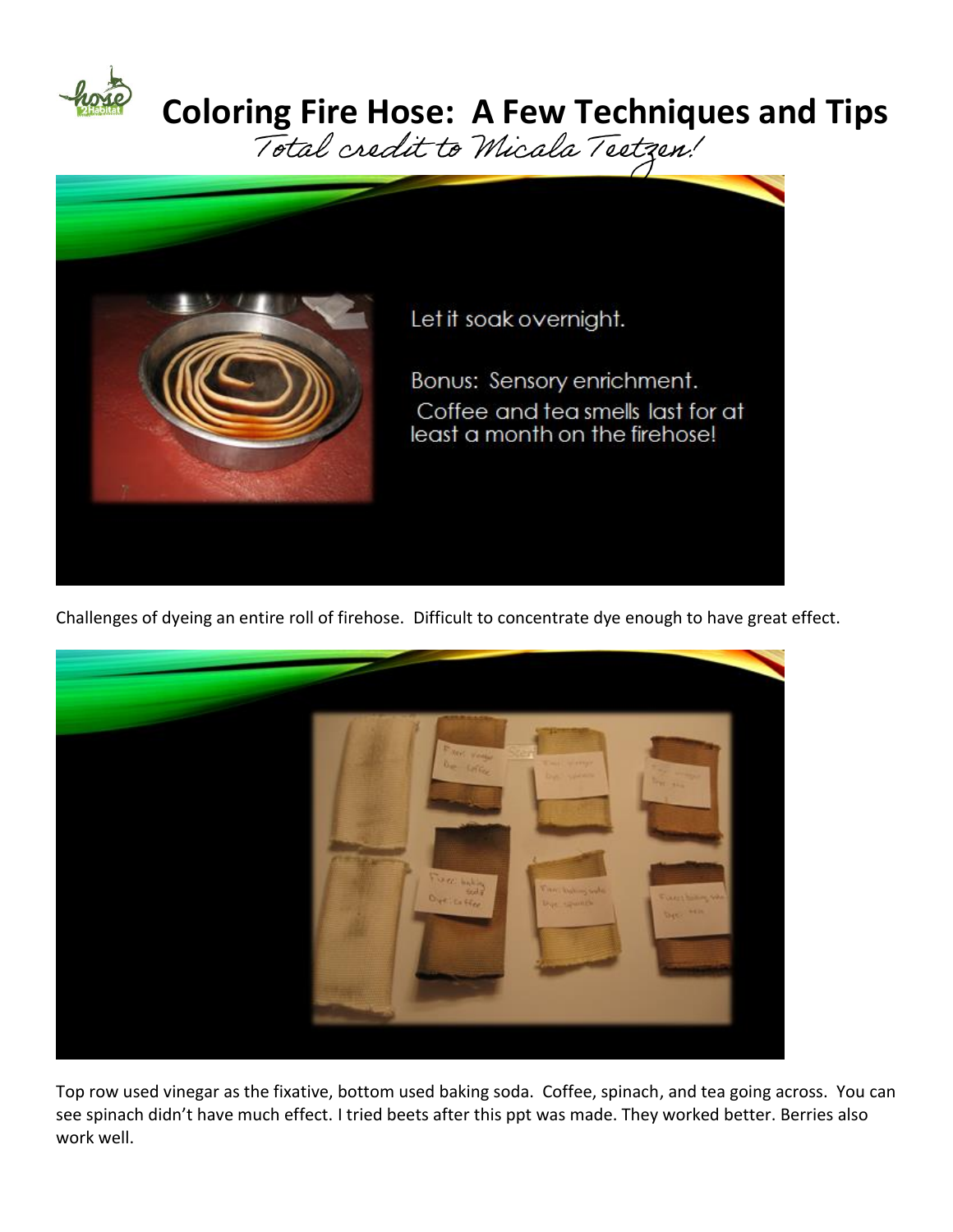# Coloring Fire Hose: A Few Techniques and Tips

*Total credit to Micala Teetzen!*

Let it soak overnight.

Bonus: Sensory enrichment. Coffee and tea smells last for at least a month on the firehose!

Challenges of dyeing an entire roll of firehose. Difficult to concentrate dye enough to have great effect.

Top row used vinegar as the fixative, bottom used baking soda. Coffee, spinach, and tea going across. You can see spinach didn't have much effect. I tried beets after this ppt was made. They worked better. Berries also work well.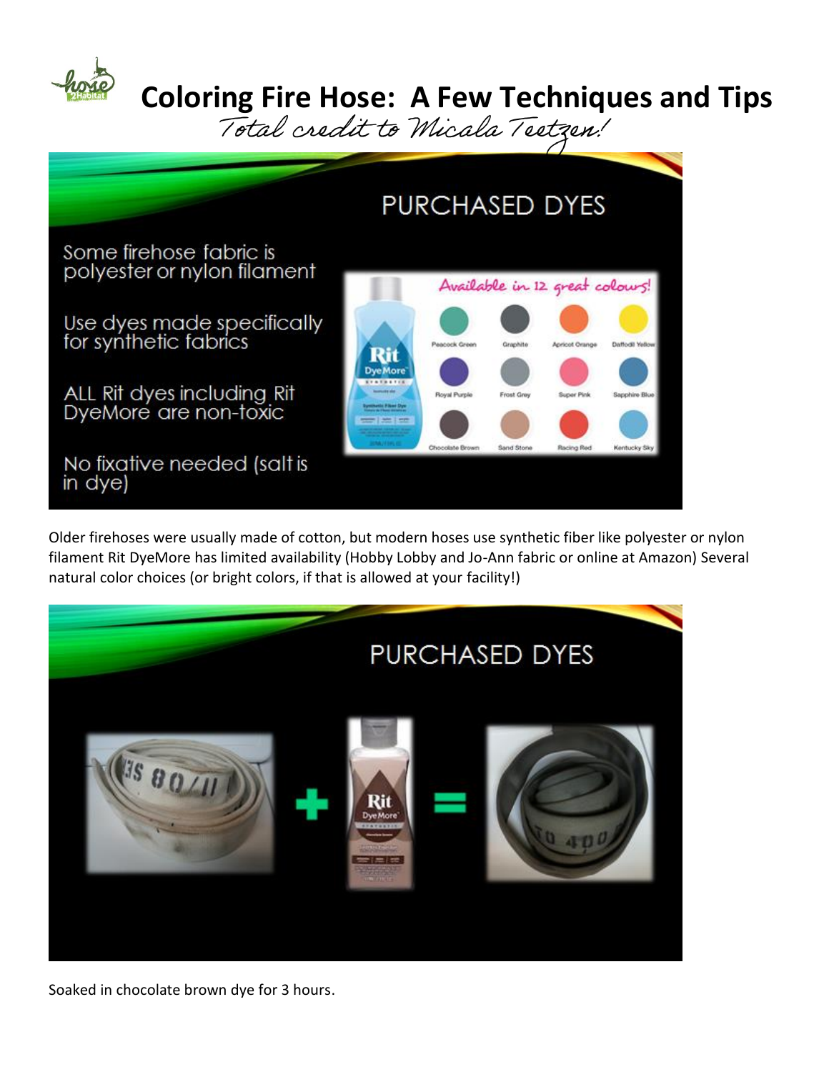# Coloring Fire Hose: A Few Techniques and Tips

*Total credit to Micala Teetzen!*

## PURCHASED DYES

Some firehose fabric is polyester or nylon filament

Use dyes made specifically for synthetic fabrics

ALL Rit dyes including Rit DyeMore are non-toxic

No fixative needed (salt is in dye)

Available in 12 great colours!

Peacock Green, Graphite, Apricot Orange, Daffodil Yellow, Royal Purple, Frost Grey, Super Pink, Sapphire Blue, Chocolate Brown, Sand Stone, Racing Red, Kentucky Sky

Older firehoses were usually made of cotton, but modern hoses use synthetic fiber like polyester or nylon filament Rit DyeMore has limited availability (Hobby Lobby and Jo-Ann fabric or online at Amazon) Several natural color choices (or bright colors, if that is allowed at your facility!)

## PURCHASED DYES

Soaked in chocolate brown dye for 3 hours.